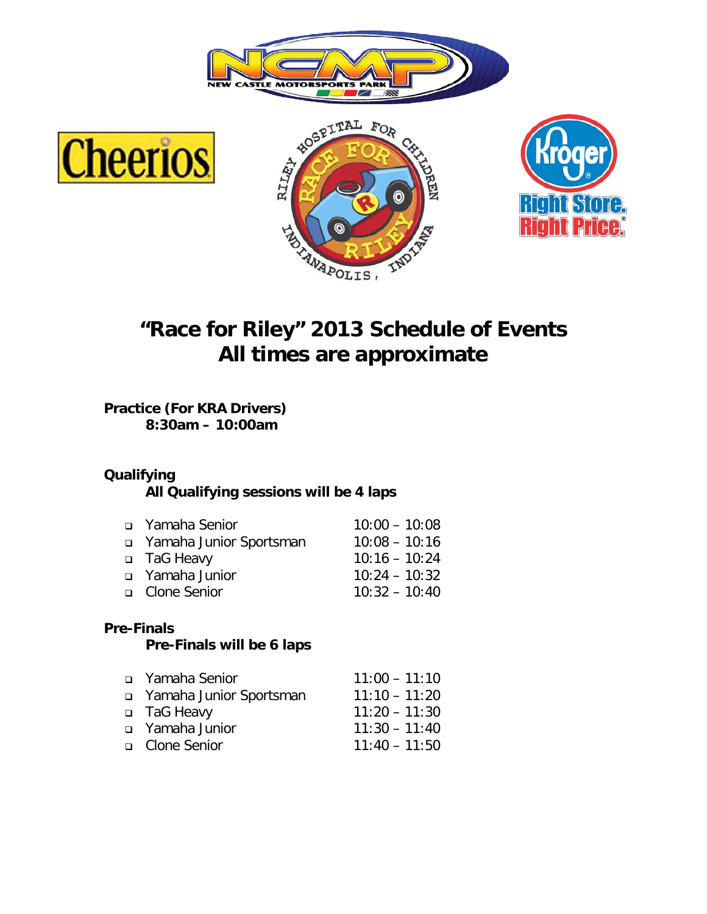# "Race for Riley" 2013 Schedule of Events
# All times are approximate

**Practice (For KRA Drivers)**
**8:30am – 10:00am**

**Qualifying**
**All Qualifying sessions will be 4 laps**

- Yamaha Senior 10:00 – 10:08
- Yamaha Junior Sportsman 10:08 – 10:16
- TaG Heavy 10:16 – 10:24
- Yamaha Junior 10:24 – 10:32
- Clone Senior 10:32 – 10:40

**Pre-Finals**
**Pre-Finals will be 6 laps**

- Yamaha Senior 11:00 – 11:10
- Yamaha Junior Sportsman 11:10 – 11:20
- TaG Heavy 11:20 – 11:30
- Yamaha Junior 11:30 – 11:40
- Clone Senior 11:40 – 11:50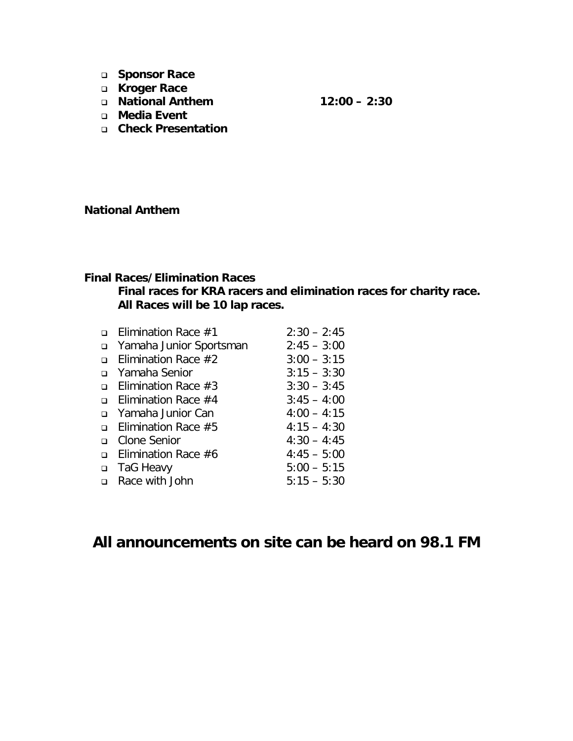- **Sponsor Race**
- **Kroger Race**
- **National Anthem** **12:00 – 2:30**
- **Media Event**
- **Check Presentation**

**National Anthem**

**Final Races/Elimination Races**

**Final races for KRA racers and elimination races for charity race. All Races will be 10 lap races.**

| | |
|---|---|
| Elimination Race #1 | 2:30 – 2:45 |
| Yamaha Junior Sportsman | 2:45 – 3:00 |
| Elimination Race #2 | 3:00 – 3:15 |
| Yamaha Senior | 3:15 – 3:30 |
| Elimination Race #3 | 3:30 – 3:45 |
| Elimination Race #4 | 3:45 – 4:00 |
| Yamaha Junior Can | 4:00 – 4:15 |
| Elimination Race #5 | 4:15 – 4:30 |
| Clone Senior | 4:30 – 4:45 |
| Elimination Race #6 | 4:45 – 5:00 |
| TaG Heavy | 5:00 – 5:15 |
| Race with John | 5:15 – 5:30 |

## All announcements on site can be heard on 98.1 FM